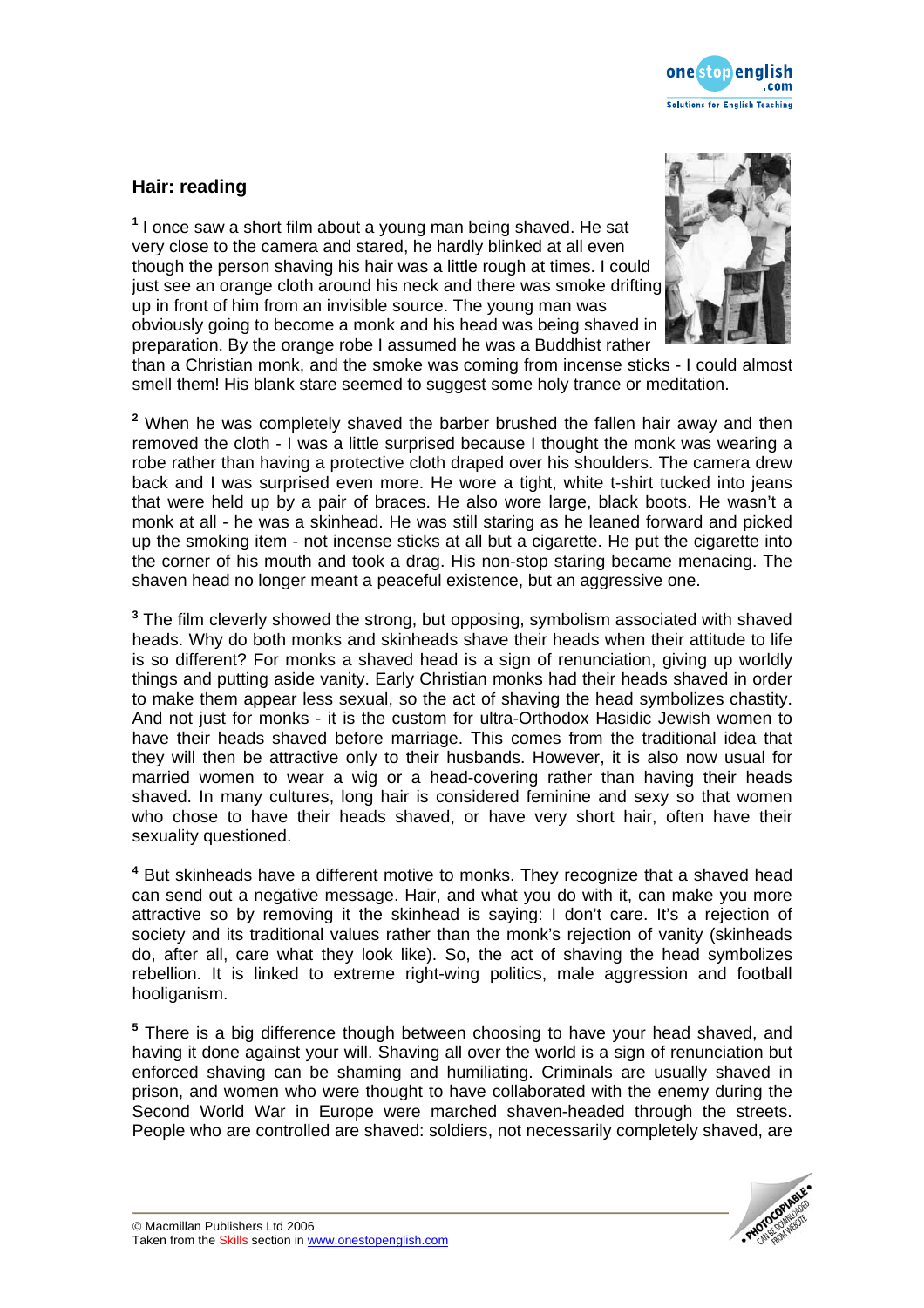## Hair: reading

[1] I once saw a short film about a young man being shaved. He sat very close to the camera and stared, he hardly blinked at all even though the person shaving his hair was a little rough at times. I could just see an orange cloth around his neck and there was smoke drifting up in front of him from an invisible source. The young man was obviously going to become a monk and his head was being shaved in preparation. By the orange robe I assumed he was a Buddhist rather than a Christian monk, and the smoke was coming from incense sticks - I could almost smell them! His blank stare seemed to suggest some holy trance or meditation.

[2] When he was completely shaved the barber brushed the fallen hair away and then removed the cloth - I was a little surprised because I thought the monk was wearing a robe rather than having a protective cloth draped over his shoulders. The camera drew back and I was surprised even more. He wore a tight, white t-shirt tucked into jeans that were held up by a pair of braces. He also wore large, black boots. He wasn't a monk at all - he was a skinhead. He was still staring as he leaned forward and picked up the smoking item - not incense sticks at all but a cigarette. He put the cigarette into the corner of his mouth and took a drag. His non-stop staring became menacing. The shaven head no longer meant a peaceful existence, but an aggressive one.

[3] The film cleverly showed the strong, but opposing, symbolism associated with shaved heads. Why do both monks and skinheads shave their heads when their attitude to life is so different? For monks a shaved head is a sign of renunciation, giving up worldly things and putting aside vanity. Early Christian monks had their heads shaved in order to make them appear less sexual, so the act of shaving the head symbolizes chastity. And not just for monks - it is the custom for ultra-Orthodox Hasidic Jewish women to have their heads shaved before marriage. This comes from the traditional idea that they will then be attractive only to their husbands. However, it is also now usual for married women to wear a wig or a head-covering rather than having their heads shaved. In many cultures, long hair is considered feminine and sexy so that women who chose to have their heads shaved, or have very short hair, often have their sexuality questioned.

[4] But skinheads have a different motive to monks. They recognize that a shaved head can send out a negative message. Hair, and what you do with it, can make you more attractive so by removing it the skinhead is saying: I don't care. It's a rejection of society and its traditional values rather than the monk's rejection of vanity (skinheads do, after all, care what they look like). So, the act of shaving the head symbolizes rebellion. It is linked to extreme right-wing politics, male aggression and football hooliganism.

[5] There is a big difference though between choosing to have your head shaved, and having it done against your will. Shaving all over the world is a sign of renunciation but enforced shaving can be shaming and humiliating. Criminals are usually shaved in prison, and women who were thought to have collaborated with the enemy during the Second World War in Europe were marched shaven-headed through the streets. People who are controlled are shaved: soldiers, not necessarily completely shaved, are

© Macmillan Publishers Ltd 2006
Taken from the Skills section in www.onestopenglish.com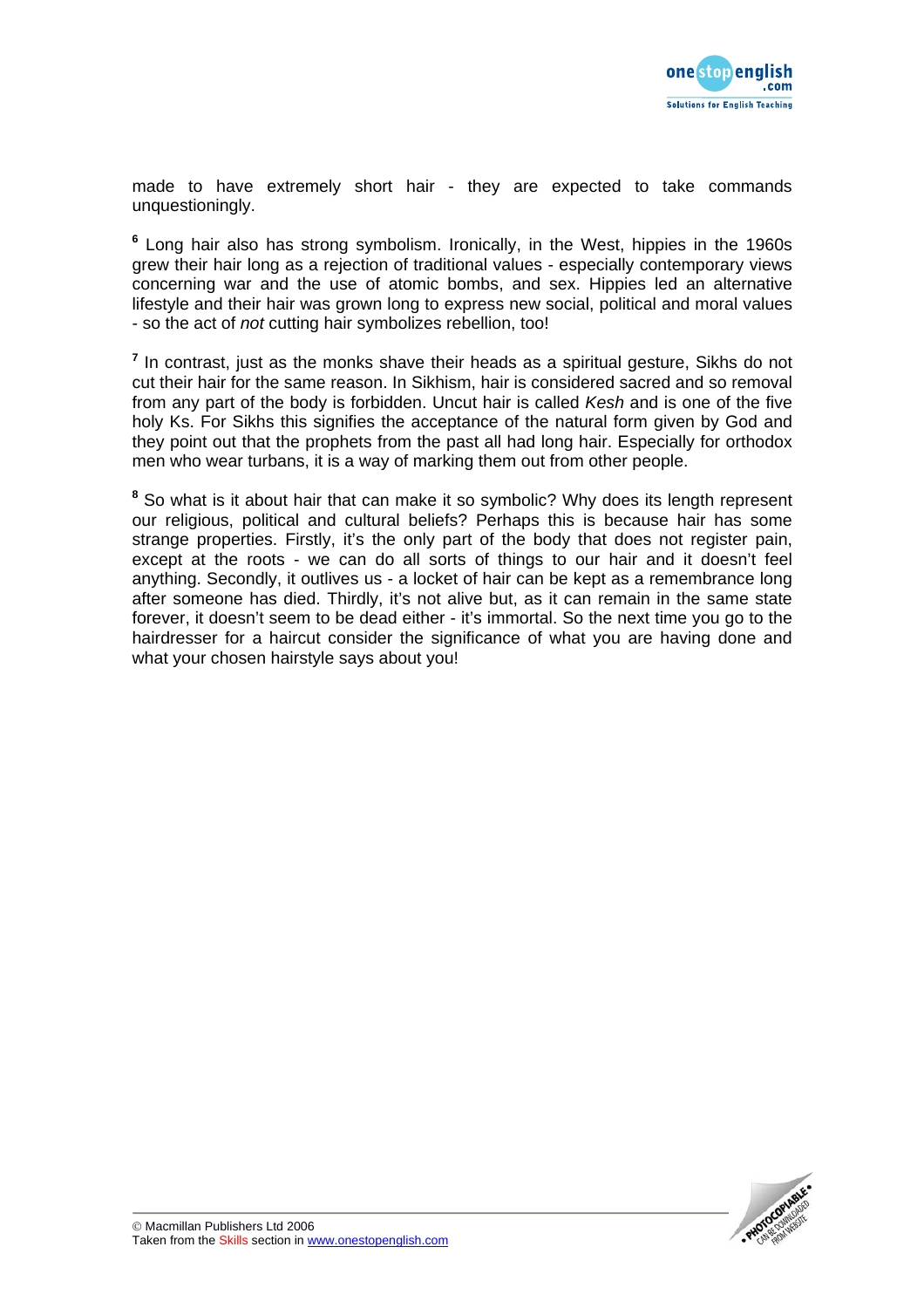made to have extremely short hair - they are expected to take commands unquestioningly.

[6] Long hair also has strong symbolism. Ironically, in the West, hippies in the 1960s grew their hair long as a rejection of traditional values - especially contemporary views concerning war and the use of atomic bombs, and sex. Hippies led an alternative lifestyle and their hair was grown long to express new social, political and moral values - so the act of *not* cutting hair symbolizes rebellion, too!

[7] In contrast, just as the monks shave their heads as a spiritual gesture, Sikhs do not cut their hair for the same reason. In Sikhism, hair is considered sacred and so removal from any part of the body is forbidden. Uncut hair is called *Kesh* and is one of the five holy Ks. For Sikhs this signifies the acceptance of the natural form given by God and they point out that the prophets from the past all had long hair. Especially for orthodox men who wear turbans, it is a way of marking them out from other people.

[8] So what is it about hair that can make it so symbolic? Why does its length represent our religious, political and cultural beliefs? Perhaps this is because hair has some strange properties. Firstly, it's the only part of the body that does not register pain, except at the roots - we can do all sorts of things to our hair and it doesn't feel anything. Secondly, it outlives us - a locket of hair can be kept as a remembrance long after someone has died. Thirdly, it's not alive but, as it can remain in the same state forever, it doesn't seem to be dead either - it's immortal. So the next time you go to the hairdresser for a haircut consider the significance of what you are having done and what your chosen hairstyle says about you!

© Macmillan Publishers Ltd 2006
Taken from the Skills section in www.onestopenglish.com